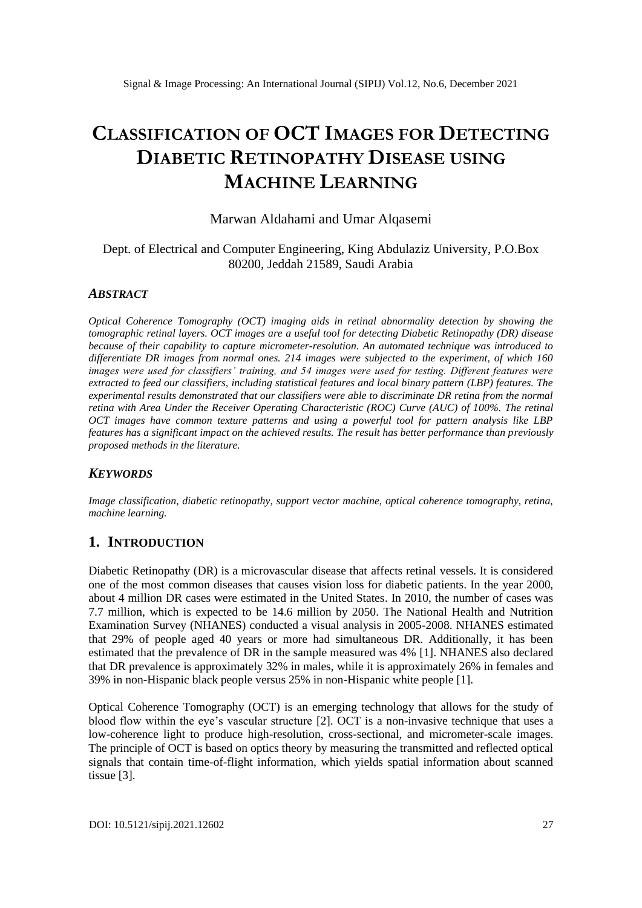# CLASSIFICATION OF OCT IMAGES FOR DETECTING DIABETIC RETINOPATHY DISEASE USING MACHINE LEARNING

Marwan Aldahami and Umar Alqasemi

Dept. of Electrical and Computer Engineering, King Abdulaziz University, P.O.Box 80200, Jeddah 21589, Saudi Arabia

### *ABSTRACT*

*Optical Coherence Tomography (OCT) imaging aids in retinal abnormality detection by showing the tomographic retinal layers. OCT images are a useful tool for detecting Diabetic Retinopathy (DR) disease because of their capability to capture micrometer-resolution. An automated technique was introduced to differentiate DR images from normal ones. 214 images were subjected to the experiment, of which 160 images were used for classifiers' training, and 54 images were used for testing. Different features were extracted to feed our classifiers, including statistical features and local binary pattern (LBP) features. The experimental results demonstrated that our classifiers were able to discriminate DR retina from the normal retina with Area Under the Receiver Operating Characteristic (ROC) Curve (AUC) of 100%. The retinal OCT images have common texture patterns and using a powerful tool for pattern analysis like LBP features has a significant impact on the achieved results. The result has better performance than previously proposed methods in the literature.*

### *KEYWORDS*

*Image classification, diabetic retinopathy, support vector machine, optical coherence tomography, retina, machine learning.*

## 1. INTRODUCTION

Diabetic Retinopathy (DR) is a microvascular disease that affects retinal vessels. It is considered one of the most common diseases that causes vision loss for diabetic patients. In the year 2000, about 4 million DR cases were estimated in the United States. In 2010, the number of cases was 7.7 million, which is expected to be 14.6 million by 2050. The National Health and Nutrition Examination Survey (NHANES) conducted a visual analysis in 2005-2008. NHANES estimated that 29% of people aged 40 years or more had simultaneous DR. Additionally, it has been estimated that the prevalence of DR in the sample measured was 4% [1]. NHANES also declared that DR prevalence is approximately 32% in males, while it is approximately 26% in females and 39% in non-Hispanic black people versus 25% in non-Hispanic white people [1].

Optical Coherence Tomography (OCT) is an emerging technology that allows for the study of blood flow within the eye's vascular structure [2]. OCT is a non-invasive technique that uses a low-coherence light to produce high-resolution, cross-sectional, and micrometer-scale images. The principle of OCT is based on optics theory by measuring the transmitted and reflected optical signals that contain time-of-flight information, which yields spatial information about scanned tissue [3].

DOI: 10.5121/sipij.2021.12602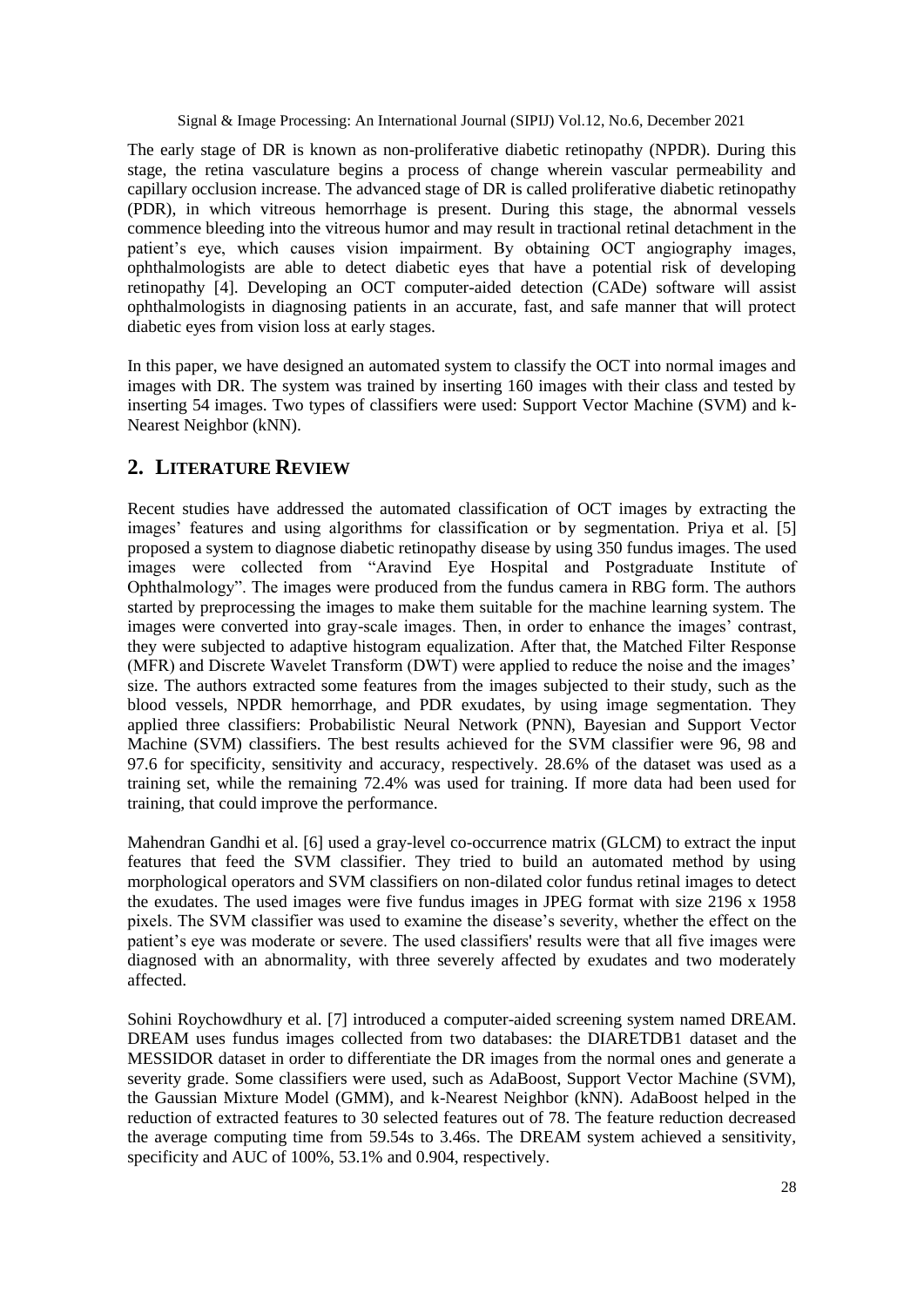The early stage of DR is known as non-proliferative diabetic retinopathy (NPDR). During this stage, the retina vasculature begins a process of change wherein vascular permeability and capillary occlusion increase. The advanced stage of DR is called proliferative diabetic retinopathy (PDR), in which vitreous hemorrhage is present. During this stage, the abnormal vessels commence bleeding into the vitreous humor and may result in tractional retinal detachment in the patient's eye, which causes vision impairment. By obtaining OCT angiography images, ophthalmologists are able to detect diabetic eyes that have a potential risk of developing retinopathy [4]. Developing an OCT computer-aided detection (CADe) software will assist ophthalmologists in diagnosing patients in an accurate, fast, and safe manner that will protect diabetic eyes from vision loss at early stages.

In this paper, we have designed an automated system to classify the OCT into normal images and images with DR. The system was trained by inserting 160 images with their class and tested by inserting 54 images. Two types of classifiers were used: Support Vector Machine (SVM) and k-Nearest Neighbor (kNN).

## 2. LITERATURE REVIEW

Recent studies have addressed the automated classification of OCT images by extracting the images' features and using algorithms for classification or by segmentation. Priya et al. [5] proposed a system to diagnose diabetic retinopathy disease by using 350 fundus images. The used images were collected from "Aravind Eye Hospital and Postgraduate Institute of Ophthalmology". The images were produced from the fundus camera in RBG form. The authors started by preprocessing the images to make them suitable for the machine learning system. The images were converted into gray-scale images. Then, in order to enhance the images' contrast, they were subjected to adaptive histogram equalization. After that, the Matched Filter Response (MFR) and Discrete Wavelet Transform (DWT) were applied to reduce the noise and the images' size. The authors extracted some features from the images subjected to their study, such as the blood vessels, NPDR hemorrhage, and PDR exudates, by using image segmentation. They applied three classifiers: Probabilistic Neural Network (PNN), Bayesian and Support Vector Machine (SVM) classifiers. The best results achieved for the SVM classifier were 96, 98 and 97.6 for specificity, sensitivity and accuracy, respectively. 28.6% of the dataset was used as a training set, while the remaining 72.4% was used for training. If more data had been used for training, that could improve the performance.

Mahendran Gandhi et al. [6] used a gray-level co-occurrence matrix (GLCM) to extract the input features that feed the SVM classifier. They tried to build an automated method by using morphological operators and SVM classifiers on non-dilated color fundus retinal images to detect the exudates. The used images were five fundus images in JPEG format with size 2196 x 1958 pixels. The SVM classifier was used to examine the disease's severity, whether the effect on the patient's eye was moderate or severe. The used classifiers' results were that all five images were diagnosed with an abnormality, with three severely affected by exudates and two moderately affected.

Sohini Roychowdhury et al. [7] introduced a computer-aided screening system named DREAM. DREAM uses fundus images collected from two databases: the DIARETDB1 dataset and the MESSIDOR dataset in order to differentiate the DR images from the normal ones and generate a severity grade. Some classifiers were used, such as AdaBoost, Support Vector Machine (SVM), the Gaussian Mixture Model (GMM), and k-Nearest Neighbor (kNN). AdaBoost helped in the reduction of extracted features to 30 selected features out of 78. The feature reduction decreased the average computing time from 59.54s to 3.46s. The DREAM system achieved a sensitivity, specificity and AUC of 100%, 53.1% and 0.904, respectively.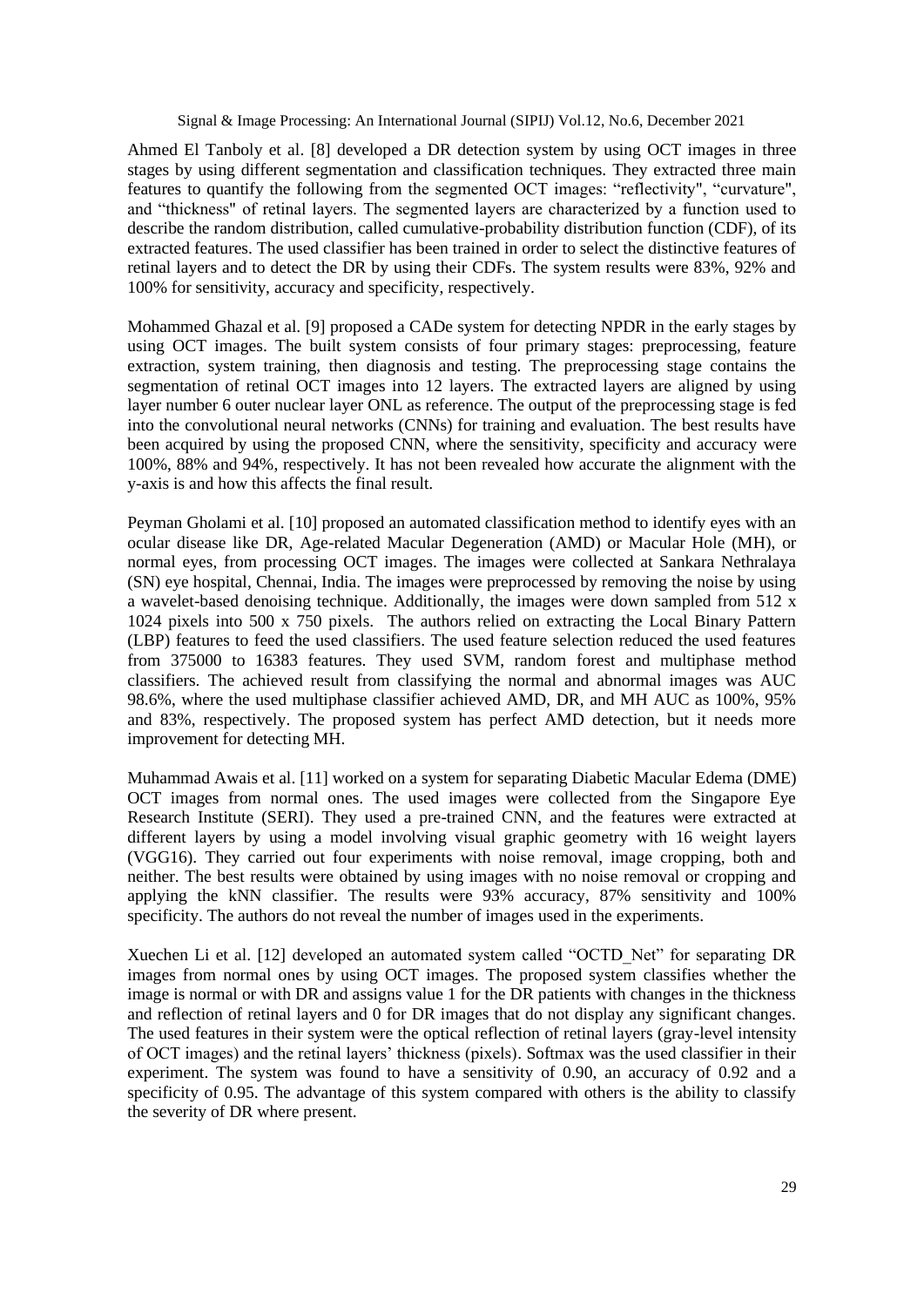Ahmed El Tanboly et al. [8] developed a DR detection system by using OCT images in three stages by using different segmentation and classification techniques. They extracted three main features to quantify the following from the segmented OCT images: "reflectivity", "curvature", and "thickness" of retinal layers. The segmented layers are characterized by a function used to describe the random distribution, called cumulative-probability distribution function (CDF), of its extracted features. The used classifier has been trained in order to select the distinctive features of retinal layers and to detect the DR by using their CDFs. The system results were 83%, 92% and 100% for sensitivity, accuracy and specificity, respectively.

Mohammed Ghazal et al. [9] proposed a CADe system for detecting NPDR in the early stages by using OCT images. The built system consists of four primary stages: preprocessing, feature extraction, system training, then diagnosis and testing. The preprocessing stage contains the segmentation of retinal OCT images into 12 layers. The extracted layers are aligned by using layer number 6 outer nuclear layer ONL as reference. The output of the preprocessing stage is fed into the convolutional neural networks (CNNs) for training and evaluation. The best results have been acquired by using the proposed CNN, where the sensitivity, specificity and accuracy were 100%, 88% and 94%, respectively. It has not been revealed how accurate the alignment with the y-axis is and how this affects the final result.

Peyman Gholami et al. [10] proposed an automated classification method to identify eyes with an ocular disease like DR, Age-related Macular Degeneration (AMD) or Macular Hole (MH), or normal eyes, from processing OCT images. The images were collected at Sankara Nethralaya (SN) eye hospital, Chennai, India. The images were preprocessed by removing the noise by using a wavelet-based denoising technique. Additionally, the images were down sampled from 512 x 1024 pixels into 500 x 750 pixels. The authors relied on extracting the Local Binary Pattern (LBP) features to feed the used classifiers. The used feature selection reduced the used features from 375000 to 16383 features. They used SVM, random forest and multiphase method classifiers. The achieved result from classifying the normal and abnormal images was AUC 98.6%, where the used multiphase classifier achieved AMD, DR, and MH AUC as 100%, 95% and 83%, respectively. The proposed system has perfect AMD detection, but it needs more improvement for detecting MH.

Muhammad Awais et al. [11] worked on a system for separating Diabetic Macular Edema (DME) OCT images from normal ones. The used images were collected from the Singapore Eye Research Institute (SERI). They used a pre-trained CNN, and the features were extracted at different layers by using a model involving visual graphic geometry with 16 weight layers (VGG16). They carried out four experiments with noise removal, image cropping, both and neither. The best results were obtained by using images with no noise removal or cropping and applying the kNN classifier. The results were 93% accuracy, 87% sensitivity and 100% specificity. The authors do not reveal the number of images used in the experiments.

Xuechen Li et al. [12] developed an automated system called "OCTD_Net" for separating DR images from normal ones by using OCT images. The proposed system classifies whether the image is normal or with DR and assigns value 1 for the DR patients with changes in the thickness and reflection of retinal layers and 0 for DR images that do not display any significant changes. The used features in their system were the optical reflection of retinal layers (gray-level intensity of OCT images) and the retinal layers' thickness (pixels). Softmax was the used classifier in their experiment. The system was found to have a sensitivity of 0.90, an accuracy of 0.92 and a specificity of 0.95. The advantage of this system compared with others is the ability to classify the severity of DR where present.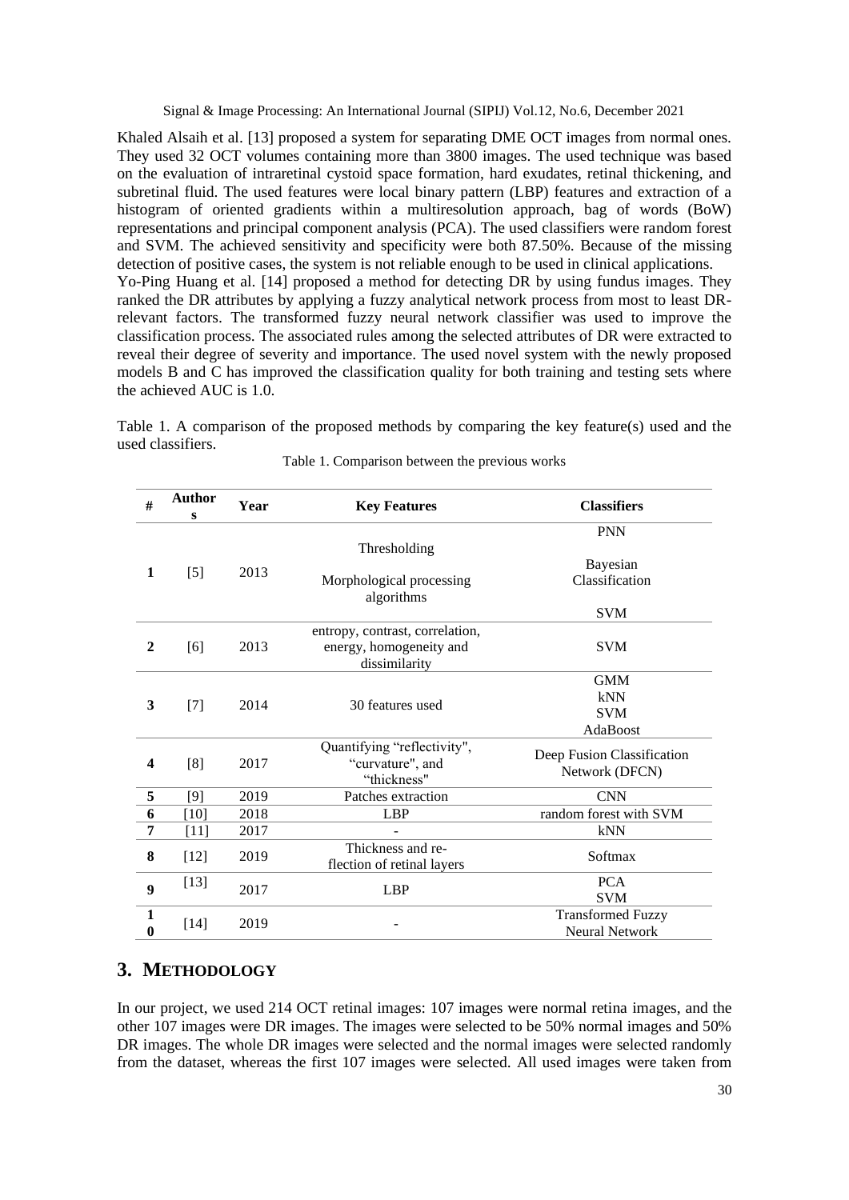Khaled Alsaih et al. [13] proposed a system for separating DME OCT images from normal ones. They used 32 OCT volumes containing more than 3800 images. The used technique was based on the evaluation of intraretinal cystoid space formation, hard exudates, retinal thickening, and subretinal fluid. The used features were local binary pattern (LBP) features and extraction of a histogram of oriented gradients within a multiresolution approach, bag of words (BoW) representations and principal component analysis (PCA). The used classifiers were random forest and SVM. The achieved sensitivity and specificity were both 87.50%. Because of the missing detection of positive cases, the system is not reliable enough to be used in clinical applications.

Yo-Ping Huang et al. [14] proposed a method for detecting DR by using fundus images. They ranked the DR attributes by applying a fuzzy analytical network process from most to least DR-relevant factors. The transformed fuzzy neural network classifier was used to improve the classification process. The associated rules among the selected attributes of DR were extracted to reveal their degree of severity and importance. The used novel system with the newly proposed models B and C has improved the classification quality for both training and testing sets where the achieved AUC is 1.0.

Table 1. A comparison of the proposed methods by comparing the key feature(s) used and the used classifiers.

Table 1. Comparison between the previous works

| # | Authors | Year | Key Features | Classifiers |
|---|---|---|---|---|
| 1 | [5] | 2013 | Thresholding<br>Morphological processing algorithms | PNN<br>Bayesian Classification<br>SVM |
| 2 | [6] | 2013 | entropy, contrast, correlation, energy, homogeneity and dissimilarity | SVM |
| 3 | [7] | 2014 | 30 features used | GMM<br>kNN<br>SVM<br>AdaBoost |
| 4 | [8] | 2017 | Quantifying "reflectivity", "curvature", and "thickness" | Deep Fusion Classification Network (DFCN) |
| 5 | [9] | 2019 | Patches extraction | CNN |
| 6 | [10] | 2018 | LBP | random forest with SVM |
| 7 | [11] | 2017 | - | kNN |
| 8 | [12] | 2019 | Thickness and re-flection of retinal layers | Softmax |
| 9 | [13] | 2017 | LBP | PCA<br>SVM |
| 10 | [14] | 2019 | - | Transformed Fuzzy Neural Network |

## 3. METHODOLOGY

In our project, we used 214 OCT retinal images: 107 images were normal retina images, and the other 107 images were DR images. The images were selected to be 50% normal images and 50% DR images. The whole DR images were selected and the normal images were selected randomly from the dataset, whereas the first 107 images were selected. All used images were taken from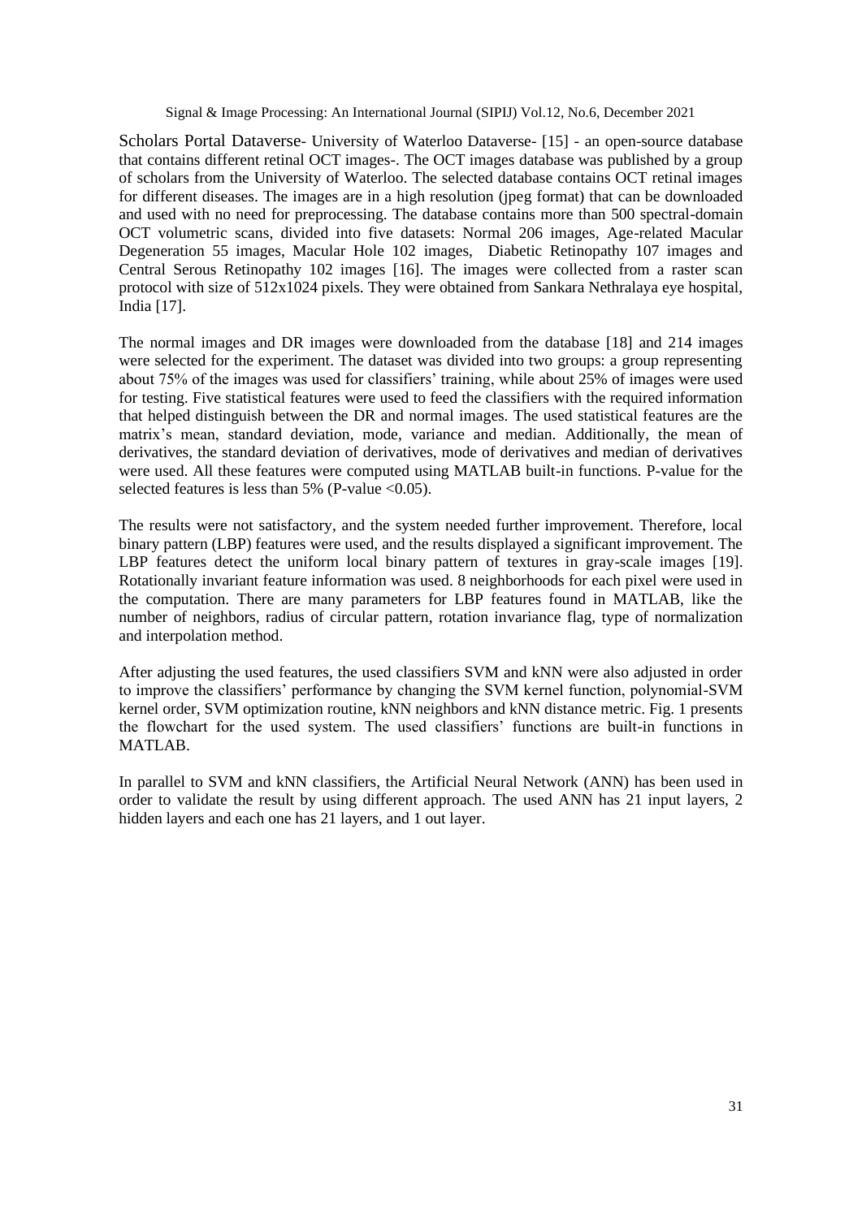Scholars Portal Dataverse- University of Waterloo Dataverse- [15] - an open-source database that contains different retinal OCT images-. The OCT images database was published by a group of scholars from the University of Waterloo. The selected database contains OCT retinal images for different diseases. The images are in a high resolution (jpeg format) that can be downloaded and used with no need for preprocessing. The database contains more than 500 spectral-domain OCT volumetric scans, divided into five datasets: Normal 206 images, Age-related Macular Degeneration 55 images, Macular Hole 102 images, Diabetic Retinopathy 107 images and Central Serous Retinopathy 102 images [16]. The images were collected from a raster scan protocol with size of 512x1024 pixels. They were obtained from Sankara Nethralaya eye hospital, India [17].

The normal images and DR images were downloaded from the database [18] and 214 images were selected for the experiment. The dataset was divided into two groups: a group representing about 75% of the images was used for classifiers' training, while about 25% of images were used for testing. Five statistical features were used to feed the classifiers with the required information that helped distinguish between the DR and normal images. The used statistical features are the matrix's mean, standard deviation, mode, variance and median. Additionally, the mean of derivatives, the standard deviation of derivatives, mode of derivatives and median of derivatives were used. All these features were computed using MATLAB built-in functions. P-value for the selected features is less than 5% (P-value $<0.05$).

The results were not satisfactory, and the system needed further improvement. Therefore, local binary pattern (LBP) features were used, and the results displayed a significant improvement. The LBP features detect the uniform local binary pattern of textures in gray-scale images [19]. Rotationally invariant feature information was used. 8 neighborhoods for each pixel were used in the computation. There are many parameters for LBP features found in MATLAB, like the number of neighbors, radius of circular pattern, rotation invariance flag, type of normalization and interpolation method.

After adjusting the used features, the used classifiers SVM and kNN were also adjusted in order to improve the classifiers' performance by changing the SVM kernel function, polynomial-SVM kernel order, SVM optimization routine, kNN neighbors and kNN distance metric. Fig. 1 presents the flowchart for the used system. The used classifiers' functions are built-in functions in MATLAB.

In parallel to SVM and kNN classifiers, the Artificial Neural Network (ANN) has been used in order to validate the result by using different approach. The used ANN has 21 input layers, 2 hidden layers and each one has 21 layers, and 1 out layer.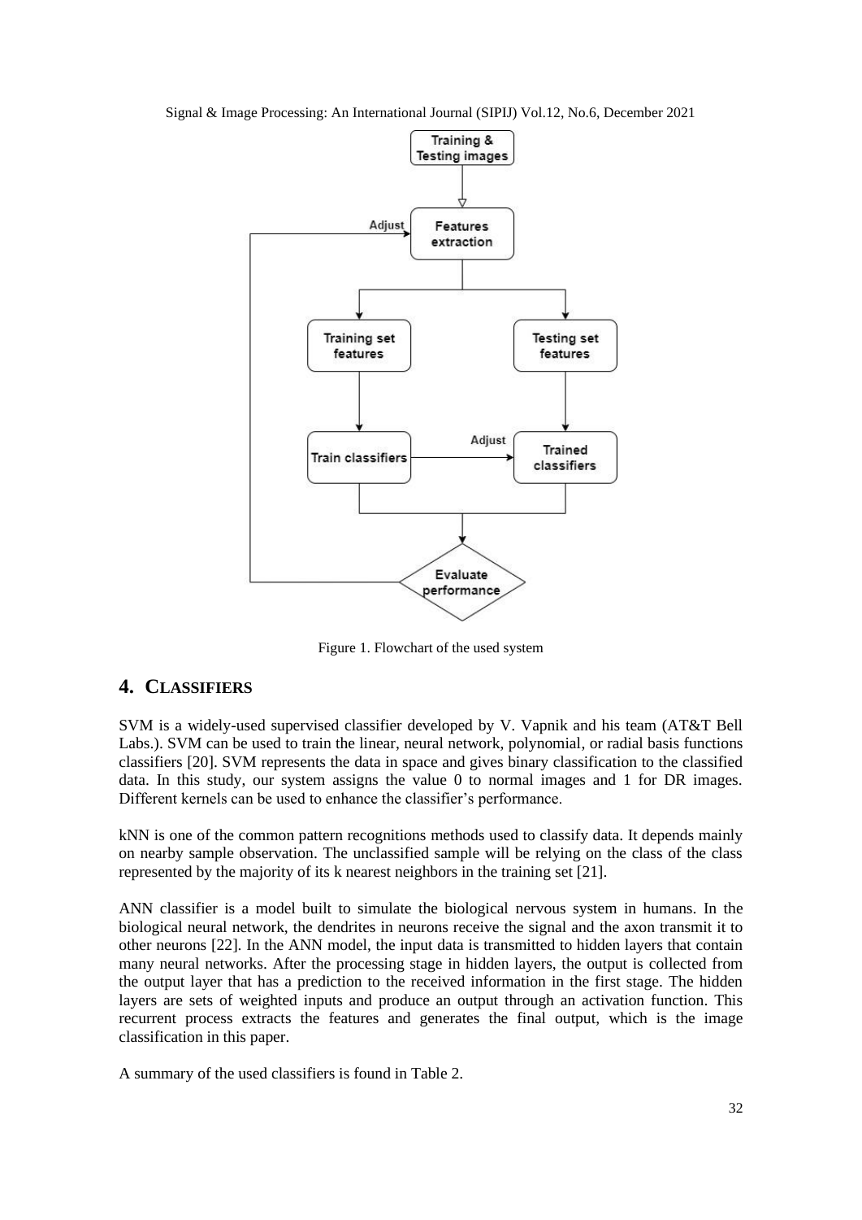Figure 1. Flowchart of the used system

## 4. CLASSIFIERS

SVM is a widely-used supervised classifier developed by V. Vapnik and his team (AT&T Bell Labs.). SVM can be used to train the linear, neural network, polynomial, or radial basis functions classifiers [20]. SVM represents the data in space and gives binary classification to the classified data. In this study, our system assigns the value 0 to normal images and 1 for DR images. Different kernels can be used to enhance the classifier's performance.

kNN is one of the common pattern recognitions methods used to classify data. It depends mainly on nearby sample observation. The unclassified sample will be relying on the class of the class represented by the majority of its k nearest neighbors in the training set [21].

ANN classifier is a model built to simulate the biological nervous system in humans. In the biological neural network, the dendrites in neurons receive the signal and the axon transmit it to other neurons [22]. In the ANN model, the input data is transmitted to hidden layers that contain many neural networks. After the processing stage in hidden layers, the output is collected from the output layer that has a prediction to the received information in the first stage. The hidden layers are sets of weighted inputs and produce an output through an activation function. This recurrent process extracts the features and generates the final output, which is the image classification in this paper.

A summary of the used classifiers is found in Table 2.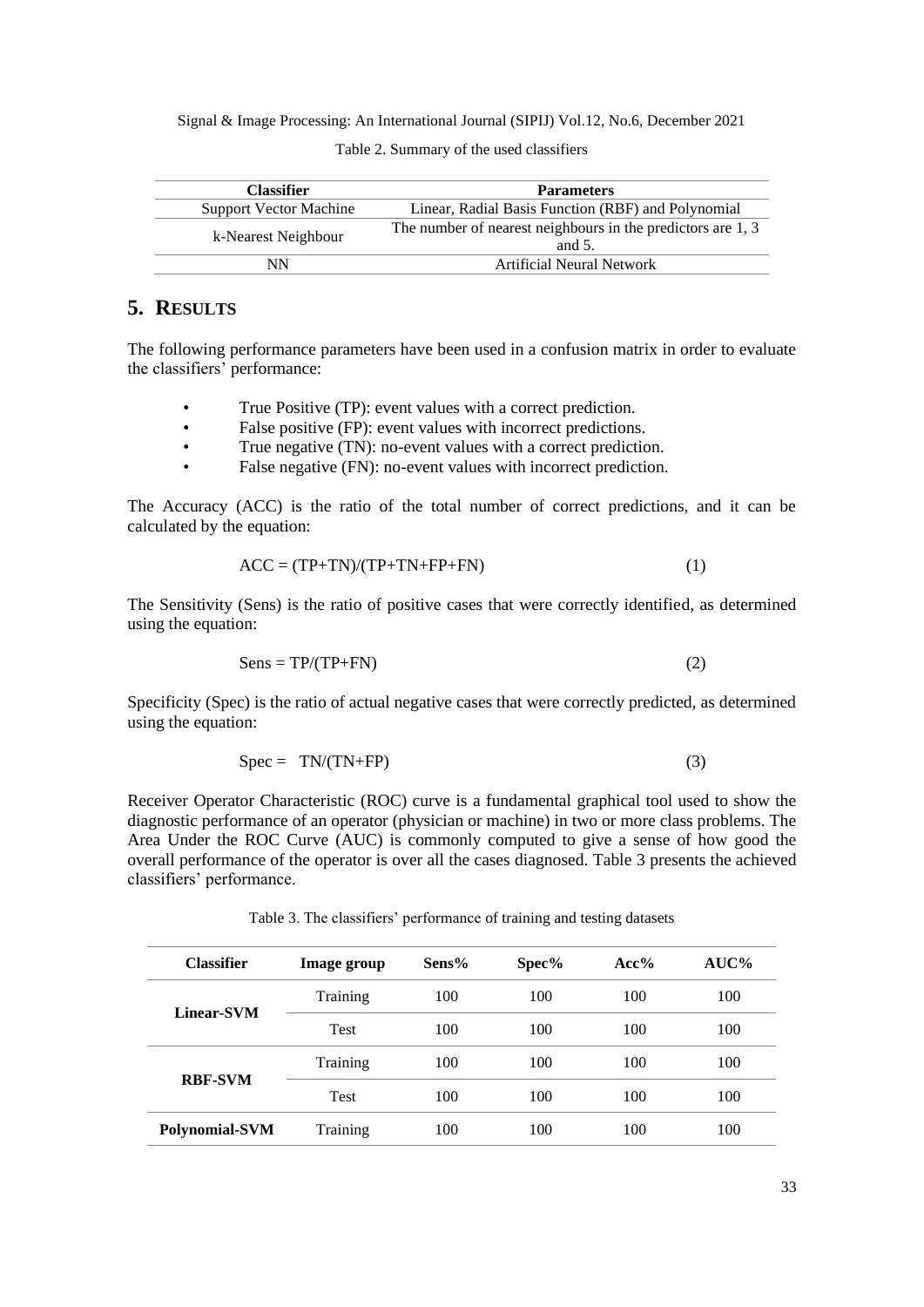Table 2. Summary of the used classifiers

| Classifier | Parameters |
|---|---|
| Support Vector Machine | Linear, Radial Basis Function (RBF) and Polynomial |
| k-Nearest Neighbour | The number of nearest neighbours in the predictors are 1, 3 and 5. |
| NN | Artificial Neural Network |

## 5. RESULTS

The following performance parameters have been used in a confusion matrix in order to evaluate the classifiers' performance:

- True Positive (TP): event values with a correct prediction.
- False positive (FP): event values with incorrect predictions.
- True negative (TN): no-event values with a correct prediction.
- False negative (FN): no-event values with incorrect prediction.

The Accuracy (ACC) is the ratio of the total number of correct predictions, and it can be calculated by the equation:

$$ACC = (TP+TN)/(TP+TN+FP+FN) \tag{1}$$

The Sensitivity (Sens) is the ratio of positive cases that were correctly identified, as determined using the equation:

$$Sens = TP/(TP+FN) \tag{2}$$

Specificity (Spec) is the ratio of actual negative cases that were correctly predicted, as determined using the equation:

$$Spec = TN/(TN+FP) \tag{3}$$

Receiver Operator Characteristic (ROC) curve is a fundamental graphical tool used to show the diagnostic performance of an operator (physician or machine) in two or more class problems. The Area Under the ROC Curve (AUC) is commonly computed to give a sense of how good the overall performance of the operator is over all the cases diagnosed. Table 3 presents the achieved classifiers' performance.

Table 3. The classifiers' performance of training and testing datasets

| Classifier | Image group | Sens% | Spec% | Acc% | AUC% |
|---|---|---|---|---|---|
| **Linear-SVM** | Training | 100 | 100 | 100 | 100 |
| | Test | 100 | 100 | 100 | 100 |
| **RBF-SVM** | Training | 100 | 100 | 100 | 100 |
| | Test | 100 | 100 | 100 | 100 |
| **Polynomial-SVM** | Training | 100 | 100 | 100 | 100 |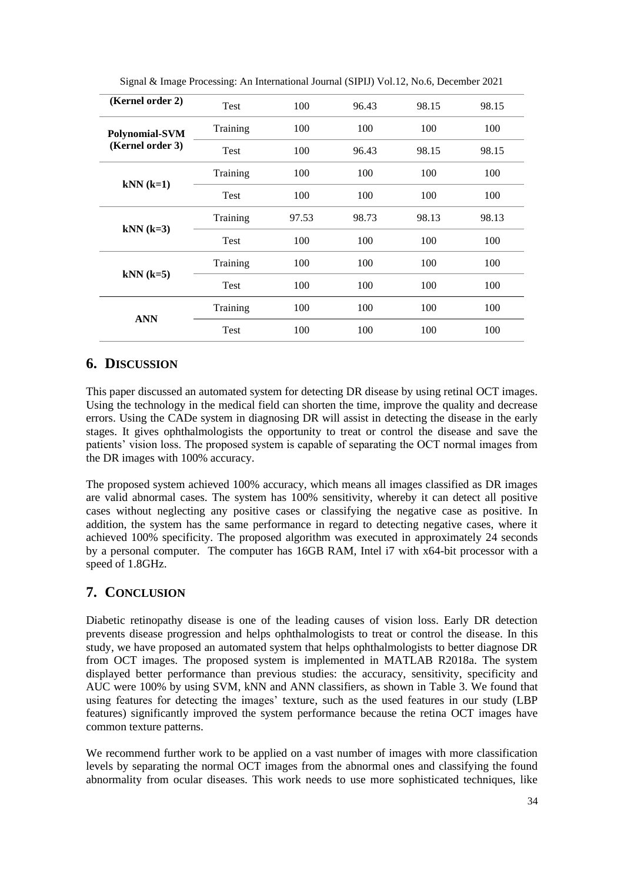| (Kernel order 2) | Test | 100 | 96.43 | 98.15 | 98.15 |
|---|---|---|---|---|---|
| **Polynomial-SVM (Kernel order 3)** | Training | 100 | 100 | 100 | 100 |
| | Test | 100 | 96.43 | 98.15 | 98.15 |
| **kNN (k=1)** | Training | 100 | 100 | 100 | 100 |
| | Test | 100 | 100 | 100 | 100 |
| **kNN (k=3)** | Training | 97.53 | 98.73 | 98.13 | 98.13 |
| | Test | 100 | 100 | 100 | 100 |
| **kNN (k=5)** | Training | 100 | 100 | 100 | 100 |
| | Test | 100 | 100 | 100 | 100 |
| **ANN** | Training | 100 | 100 | 100 | 100 |
| | Test | 100 | 100 | 100 | 100 |

## 6. DISCUSSION

This paper discussed an automated system for detecting DR disease by using retinal OCT images. Using the technology in the medical field can shorten the time, improve the quality and decrease errors. Using the CADe system in diagnosing DR will assist in detecting the disease in the early stages. It gives ophthalmologists the opportunity to treat or control the disease and save the patients' vision loss. The proposed system is capable of separating the OCT normal images from the DR images with 100% accuracy.

The proposed system achieved 100% accuracy, which means all images classified as DR images are valid abnormal cases. The system has 100% sensitivity, whereby it can detect all positive cases without neglecting any positive cases or classifying the negative case as positive. In addition, the system has the same performance in regard to detecting negative cases, where it achieved 100% specificity. The proposed algorithm was executed in approximately 24 seconds by a personal computer. The computer has 16GB RAM, Intel i7 with x64-bit processor with a speed of 1.8GHz.

## 7. CONCLUSION

Diabetic retinopathy disease is one of the leading causes of vision loss. Early DR detection prevents disease progression and helps ophthalmologists to treat or control the disease. In this study, we have proposed an automated system that helps ophthalmologists to better diagnose DR from OCT images. The proposed system is implemented in MATLAB R2018a. The system displayed better performance than previous studies: the accuracy, sensitivity, specificity and AUC were 100% by using SVM, kNN and ANN classifiers, as shown in Table 3. We found that using features for detecting the images' texture, such as the used features in our study (LBP features) significantly improved the system performance because the retina OCT images have common texture patterns.

We recommend further work to be applied on a vast number of images with more classification levels by separating the normal OCT images from the abnormal ones and classifying the found abnormality from ocular diseases. This work needs to use more sophisticated techniques, like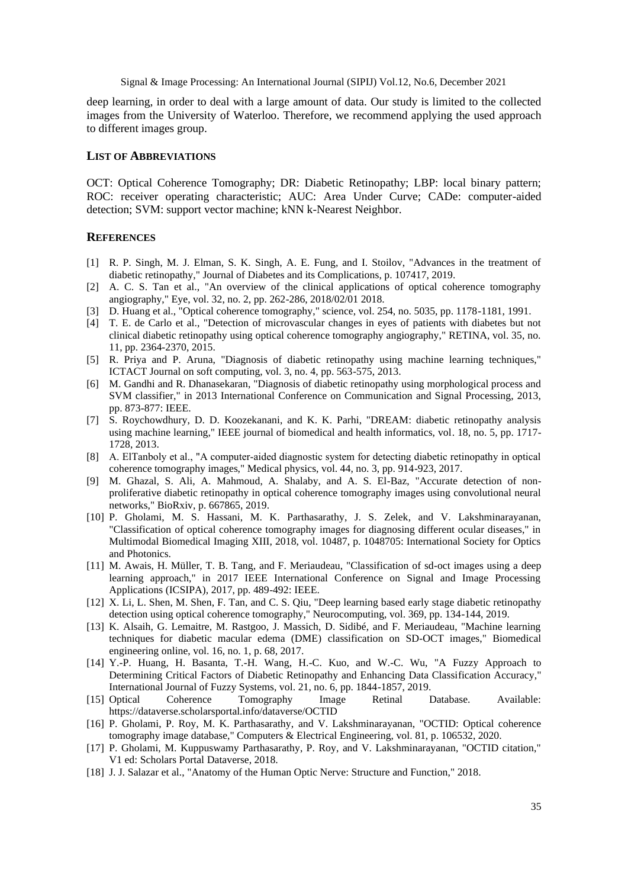deep learning, in order to deal with a large amount of data. Our study is limited to the collected images from the University of Waterloo. Therefore, we recommend applying the used approach to different images group.

## List of Abbreviations

OCT: Optical Coherence Tomography; DR: Diabetic Retinopathy; LBP: local binary pattern; ROC: receiver operating characteristic; AUC: Area Under Curve; CADe: computer-aided detection; SVM: support vector machine; kNN k-Nearest Neighbor.

## References

[1] R. P. Singh, M. J. Elman, S. K. Singh, A. E. Fung, and I. Stoilov, "Advances in the treatment of diabetic retinopathy," Journal of Diabetes and its Complications, p. 107417, 2019.

[2] A. C. S. Tan et al., "An overview of the clinical applications of optical coherence tomography angiography," Eye, vol. 32, no. 2, pp. 262-286, 2018/02/01 2018.

[3] D. Huang et al., "Optical coherence tomography," science, vol. 254, no. 5035, pp. 1178-1181, 1991.

[4] T. E. de Carlo et al., "Detection of microvascular changes in eyes of patients with diabetes but not clinical diabetic retinopathy using optical coherence tomography angiography," RETINA, vol. 35, no. 11, pp. 2364-2370, 2015.

[5] R. Priya and P. Aruna, "Diagnosis of diabetic retinopathy using machine learning techniques," ICTACT Journal on soft computing, vol. 3, no. 4, pp. 563-575, 2013.

[6] M. Gandhi and R. Dhanasekaran, "Diagnosis of diabetic retinopathy using morphological process and SVM classifier," in 2013 International Conference on Communication and Signal Processing, 2013, pp. 873-877: IEEE.

[7] S. Roychowdhury, D. D. Koozekanani, and K. K. Parhi, "DREAM: diabetic retinopathy analysis using machine learning," IEEE journal of biomedical and health informatics, vol. 18, no. 5, pp. 1717-1728, 2013.

[8] A. ElTanboly et al., "A computer-aided diagnostic system for detecting diabetic retinopathy in optical coherence tomography images," Medical physics, vol. 44, no. 3, pp. 914-923, 2017.

[9] M. Ghazal, S. Ali, A. Mahmoud, A. Shalaby, and A. S. El-Baz, "Accurate detection of non-proliferative diabetic retinopathy in optical coherence tomography images using convolutional neural networks," BioRxiv, p. 667865, 2019.

[10] P. Gholami, M. S. Hassani, M. K. Parthasarathy, J. S. Zelek, and V. Lakshminarayanan, "Classification of optical coherence tomography images for diagnosing different ocular diseases," in Multimodal Biomedical Imaging XIII, 2018, vol. 10487, p. 1048705: International Society for Optics and Photonics.

[11] M. Awais, H. Müller, T. B. Tang, and F. Meriaudeau, "Classification of sd-oct images using a deep learning approach," in 2017 IEEE International Conference on Signal and Image Processing Applications (ICSIPA), 2017, pp. 489-492: IEEE.

[12] X. Li, L. Shen, M. Shen, F. Tan, and C. S. Qiu, "Deep learning based early stage diabetic retinopathy detection using optical coherence tomography," Neurocomputing, vol. 369, pp. 134-144, 2019.

[13] K. Alsaih, G. Lemaitre, M. Rastgoo, J. Massich, D. Sidibé, and F. Meriaudeau, "Machine learning techniques for diabetic macular edema (DME) classification on SD-OCT images," Biomedical engineering online, vol. 16, no. 1, p. 68, 2017.

[14] Y.-P. Huang, H. Basanta, T.-H. Wang, H.-C. Kuo, and W.-C. Wu, "A Fuzzy Approach to Determining Critical Factors of Diabetic Retinopathy and Enhancing Data Classification Accuracy," International Journal of Fuzzy Systems, vol. 21, no. 6, pp. 1844-1857, 2019.

[15] Optical Coherence Tomography Image Retinal Database. Available: https://dataverse.scholarsportal.info/dataverse/OCTID

[16] P. Gholami, P. Roy, M. K. Parthasarathy, and V. Lakshminarayanan, "OCTID: Optical coherence tomography image database," Computers & Electrical Engineering, vol. 81, p. 106532, 2020.

[17] P. Gholami, M. Kuppuswamy Parthasarathy, P. Roy, and V. Lakshminarayanan, "OCTID citation," V1 ed: Scholars Portal Dataverse, 2018.

[18] J. J. Salazar et al., "Anatomy of the Human Optic Nerve: Structure and Function," 2018.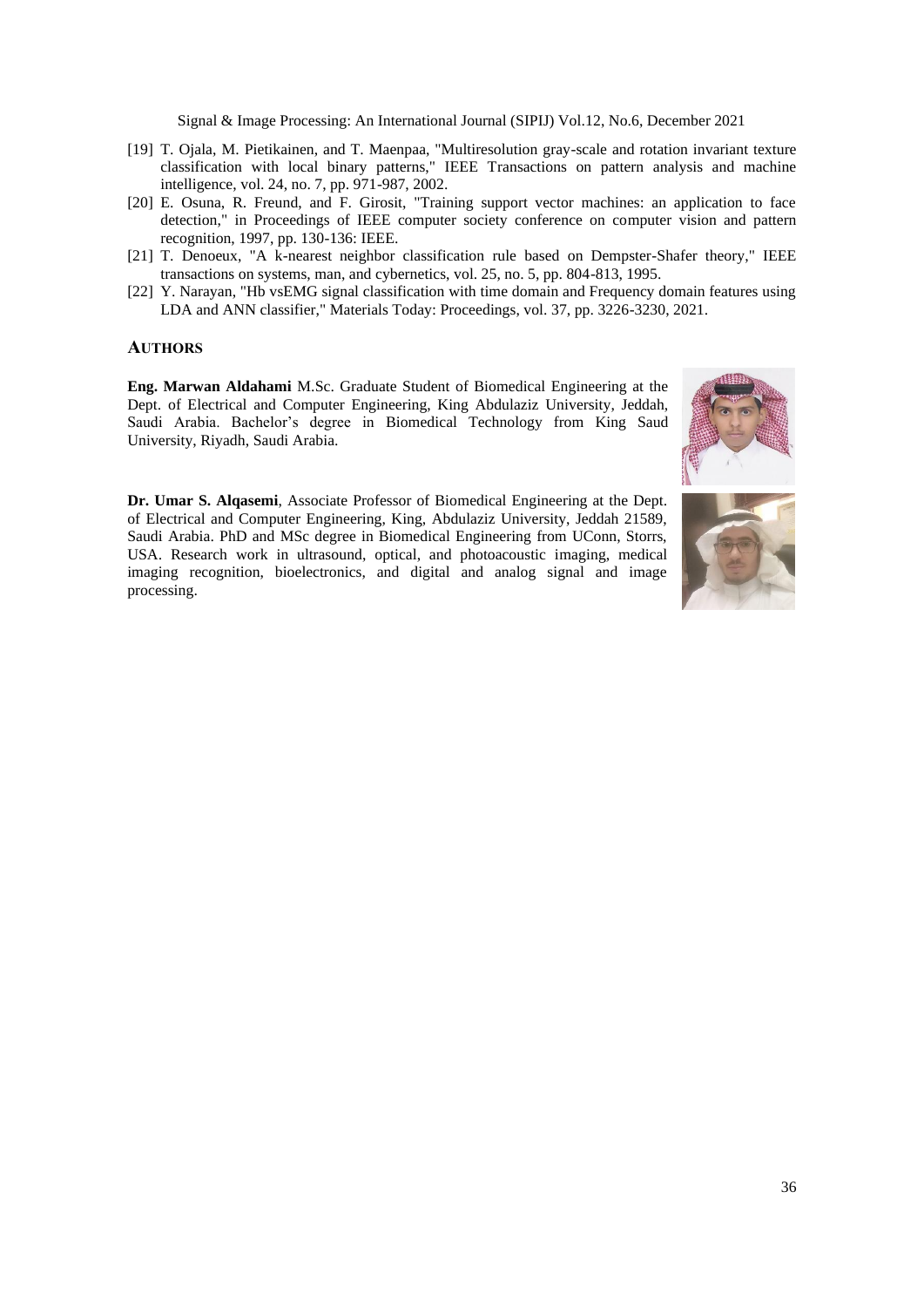[19] T. Ojala, M. Pietikainen, and T. Maenpaa, "Multiresolution gray-scale and rotation invariant texture classification with local binary patterns," IEEE Transactions on pattern analysis and machine intelligence, vol. 24, no. 7, pp. 971-987, 2002.

[20] E. Osuna, R. Freund, and F. Girosit, "Training support vector machines: an application to face detection," in Proceedings of IEEE computer society conference on computer vision and pattern recognition, 1997, pp. 130-136: IEEE.

[21] T. Denoeux, "A k-nearest neighbor classification rule based on Dempster-Shafer theory," IEEE transactions on systems, man, and cybernetics, vol. 25, no. 5, pp. 804-813, 1995.

[22] Y. Narayan, "Hb vsEMG signal classification with time domain and Frequency domain features using LDA and ANN classifier," Materials Today: Proceedings, vol. 37, pp. 3226-3230, 2021.

## AUTHORS

**Eng. Marwan Aldahami** M.Sc. Graduate Student of Biomedical Engineering at the Dept. of Electrical and Computer Engineering, King Abdulaziz University, Jeddah, Saudi Arabia. Bachelor's degree in Biomedical Technology from King Saud University, Riyadh, Saudi Arabia.

**Dr. Umar S. Alqasemi**, Associate Professor of Biomedical Engineering at the Dept. of Electrical and Computer Engineering, King, Abdulaziz University, Jeddah 21589, Saudi Arabia. PhD and MSc degree in Biomedical Engineering from UConn, Storrs, USA. Research work in ultrasound, optical, and photoacoustic imaging, medical imaging recognition, bioelectronics, and digital and analog signal and image processing.